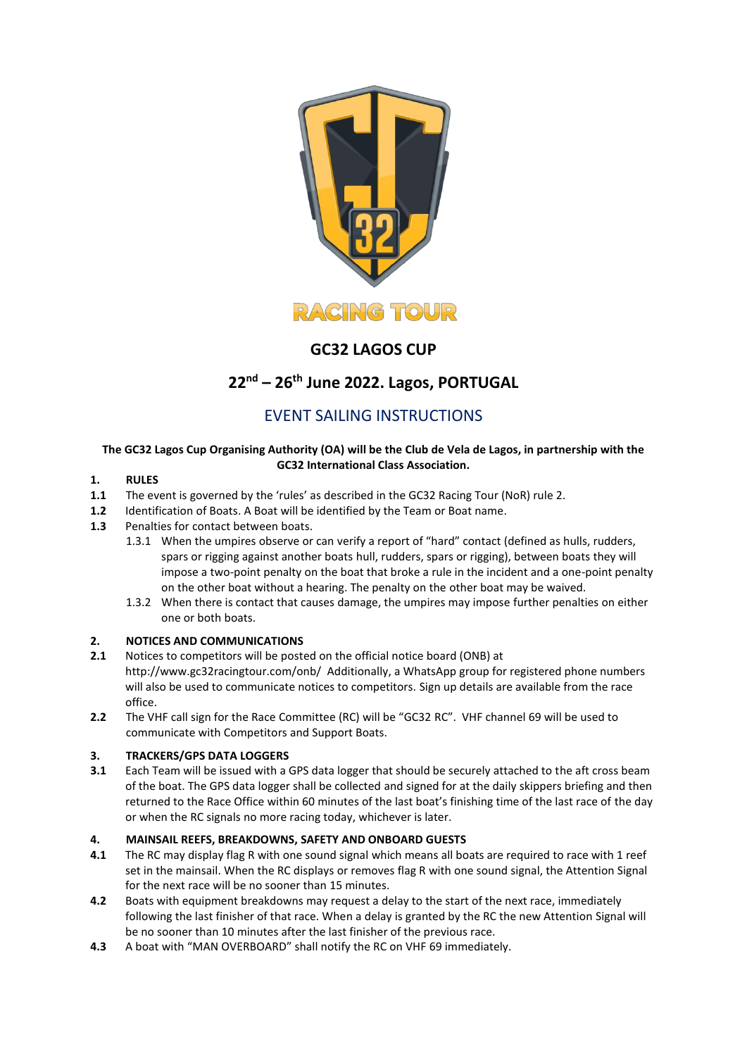RACING TOUR

# GC32 LAGOS CUP

## 22nd – 26th June 2022. Lagos, PORTUGAL

## EVENT SAILING INSTRUCTIONS

**The GC32 Lagos Cup Organising Authority (OA) will be the Club de Vela de Lagos, in partnership with the GC32 International Class Association.**

**1. RULES**

**1.1** The event is governed by the 'rules' as described in the GC32 Racing Tour (NoR) rule 2.

**1.2** Identification of Boats. A Boat will be identified by the Team or Boat name.

**1.3** Penalties for contact between boats.

1.3.1 When the umpires observe or can verify a report of "hard" contact (defined as hulls, rudders, spars or rigging against another boats hull, rudders, spars or rigging), between boats they will impose a two-point penalty on the boat that broke a rule in the incident and a one-point penalty on the other boat without a hearing. The penalty on the other boat may be waived.

1.3.2 When there is contact that causes damage, the umpires may impose further penalties on either one or both boats.

**2. NOTICES AND COMMUNICATIONS**

**2.1** Notices to competitors will be posted on the official notice board (ONB) at http://www.gc32racingtour.com/onb/ Additionally, a WhatsApp group for registered phone numbers will also be used to communicate notices to competitors. Sign up details are available from the race office.

**2.2** The VHF call sign for the Race Committee (RC) will be "GC32 RC". VHF channel 69 will be used to communicate with Competitors and Support Boats.

**3. TRACKERS/GPS DATA LOGGERS**

**3.1** Each Team will be issued with a GPS data logger that should be securely attached to the aft cross beam of the boat. The GPS data logger shall be collected and signed for at the daily skippers briefing and then returned to the Race Office within 60 minutes of the last boat's finishing time of the last race of the day or when the RC signals no more racing today, whichever is later.

**4. MAINSAIL REEFS, BREAKDOWNS, SAFETY AND ONBOARD GUESTS**

**4.1** The RC may display flag R with one sound signal which means all boats are required to race with 1 reef set in the mainsail. When the RC displays or removes flag R with one sound signal, the Attention Signal for the next race will be no sooner than 15 minutes.

**4.2** Boats with equipment breakdowns may request a delay to the start of the next race, immediately following the last finisher of that race. When a delay is granted by the RC the new Attention Signal will be no sooner than 10 minutes after the last finisher of the previous race.

**4.3** A boat with "MAN OVERBOARD" shall notify the RC on VHF 69 immediately.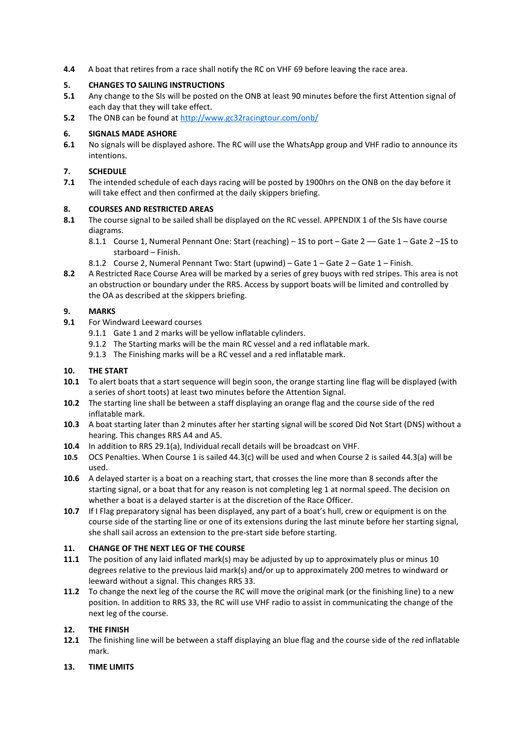**4.4** A boat that retires from a race shall notify the RC on VHF 69 before leaving the race area.

## 5. CHANGES TO SAILING INSTRUCTIONS

**5.1** Any change to the SIs will be posted on the ONB at least 90 minutes before the first Attention signal of each day that they will take effect.

**5.2** The ONB can be found at http://www.gc32racingtour.com/onb/

## 6. SIGNALS MADE ASHORE

**6.1** No signals will be displayed ashore. The RC will use the WhatsApp group and VHF radio to announce its intentions.

## 7. SCHEDULE

**7.1** The intended schedule of each days racing will be posted by 1900hrs on the ONB on the day before it will take effect and then confirmed at the daily skippers briefing.

## 8. COURSES AND RESTRICTED AREAS

**8.1** The course signal to be sailed shall be displayed on the RC vessel. APPENDIX 1 of the SIs have course diagrams.

- 8.1.1 Course 1, Numeral Pennant One: Start (reaching) – 1S to port – Gate 2 –– Gate 1 – Gate 2 –1S to starboard – Finish.
- 8.1.2 Course 2, Numeral Pennant Two: Start (upwind) – Gate 1 – Gate 2 – Gate 1 – Finish.

**8.2** A Restricted Race Course Area will be marked by a series of grey buoys with red stripes. This area is not an obstruction or boundary under the RRS. Access by support boats will be limited and controlled by the OA as described at the skippers briefing.

## 9. MARKS

**9.1** For Windward Leeward courses

- 9.1.1 Gate 1 and 2 marks will be yellow inflatable cylinders.
- 9.1.2 The Starting marks will be the main RC vessel and a red inflatable mark.
- 9.1.3 The Finishing marks will be a RC vessel and a red inflatable mark.

## 10. THE START

**10.1** To alert boats that a start sequence will begin soon, the orange starting line flag will be displayed (with a series of short toots) at least two minutes before the Attention Signal.

**10.2** The starting line shall be between a staff displaying an orange flag and the course side of the red inflatable mark.

**10.3** A boat starting later than 2 minutes after her starting signal will be scored Did Not Start (DNS) without a hearing. This changes RRS A4 and A5.

**10.4** In addition to RRS 29.1(a), Individual recall details will be broadcast on VHF.

**10.5** OCS Penalties. When Course 1 is sailed 44.3(c) will be used and when Course 2 is sailed 44.3(a) will be used.

**10.6** A delayed starter is a boat on a reaching start, that crosses the line more than 8 seconds after the starting signal, or a boat that for any reason is not completing leg 1 at normal speed. The decision on whether a boat is a delayed starter is at the discretion of the Race Officer.

**10.7** If I Flag preparatory signal has been displayed, any part of a boat's hull, crew or equipment is on the course side of the starting line or one of its extensions during the last minute before her starting signal, she shall sail across an extension to the pre-start side before starting.

## 11. CHANGE OF THE NEXT LEG OF THE COURSE

**11.1** The position of any laid inflated mark(s) may be adjusted by up to approximately plus or minus 10 degrees relative to the previous laid mark(s) and/or up to approximately 200 metres to windward or leeward without a signal. This changes RRS 33.

**11.2** To change the next leg of the course the RC will move the original mark (or the finishing line) to a new position. In addition to RRS 33, the RC will use VHF radio to assist in communicating the change of the next leg of the course.

## 12. THE FINISH

**12.1** The finishing line will be between a staff displaying an blue flag and the course side of the red inflatable mark.

## 13. TIME LIMITS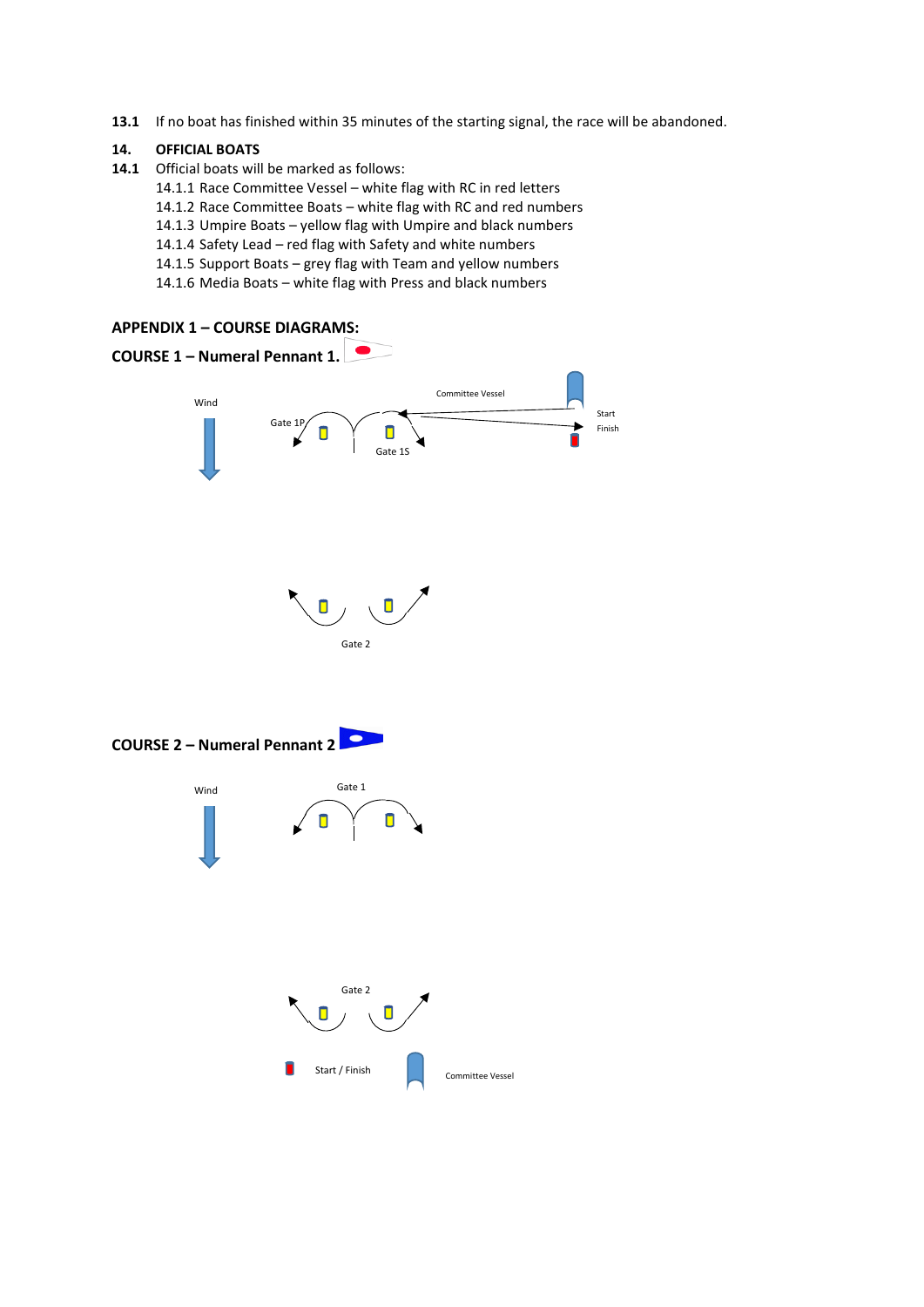**13.1** If no boat has finished within 35 minutes of the starting signal, the race will be abandoned.

## 14. OFFICIAL BOATS

**14.1** Official boats will be marked as follows:

14.1.1 Race Committee Vessel – white flag with RC in red letters
14.1.2 Race Committee Boats – white flag with RC and red numbers
14.1.3 Umpire Boats – yellow flag with Umpire and black numbers
14.1.4 Safety Lead – red flag with Safety and white numbers
14.1.5 Support Boats – grey flag with Team and yellow numbers
14.1.6 Media Boats – white flag with Press and black numbers

## APPENDIX 1 – COURSE DIAGRAMS:

### COURSE 1 – Numeral Pennant 1.

Wind

Committee Vessel

Start

Finish

Gate 1P

Gate 1S

Gate 2

### COURSE 2 – Numeral Pennant 2

Wind

Gate 1

Gate 2

Start / Finish

Committee Vessel